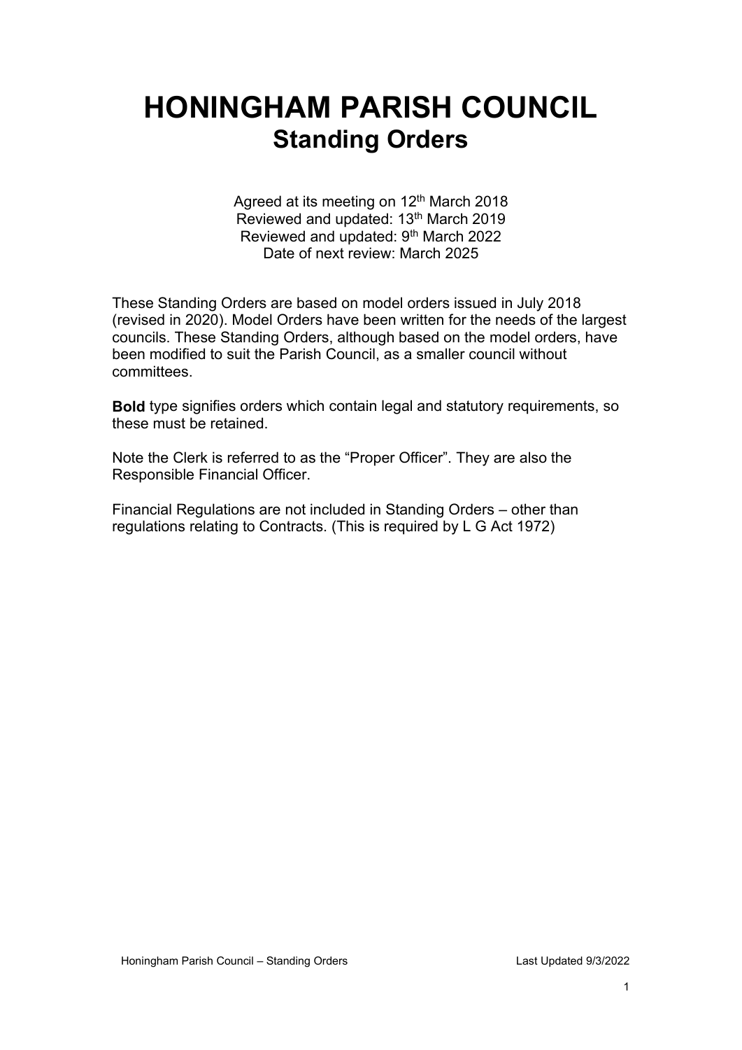# HONINGHAM PARISH COUNCIL

## Standing Orders

Agreed at its meeting on 12th March 2018
Reviewed and updated: 13th March 2019
Reviewed and updated: 9th March 2022
Date of next review: March 2025

These Standing Orders are based on model orders issued in July 2018 (revised in 2020). Model Orders have been written for the needs of the largest councils. These Standing Orders, although based on the model orders, have been modified to suit the Parish Council, as a smaller council without committees.

**Bold** type signifies orders which contain legal and statutory requirements, so these must be retained.

Note the Clerk is referred to as the "Proper Officer". They are also the Responsible Financial Officer.

Financial Regulations are not included in Standing Orders – other than regulations relating to Contracts. (This is required by L G Act 1972)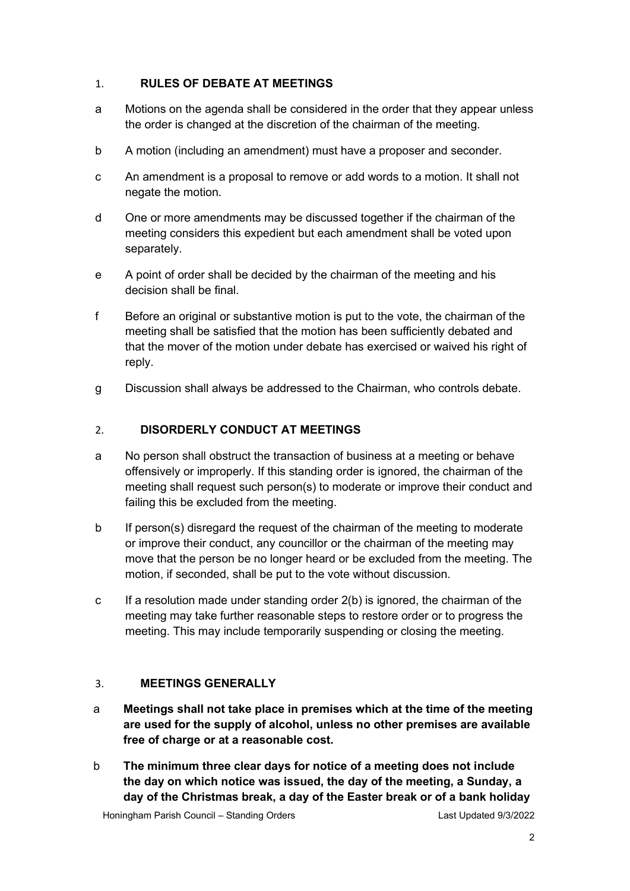## 1. RULES OF DEBATE AT MEETINGS

a Motions on the agenda shall be considered in the order that they appear unless the order is changed at the discretion of the chairman of the meeting.

b A motion (including an amendment) must have a proposer and seconder.

c An amendment is a proposal to remove or add words to a motion. It shall not negate the motion.

d One or more amendments may be discussed together if the chairman of the meeting considers this expedient but each amendment shall be voted upon separately.

e A point of order shall be decided by the chairman of the meeting and his decision shall be final.

f Before an original or substantive motion is put to the vote, the chairman of the meeting shall be satisfied that the motion has been sufficiently debated and that the mover of the motion under debate has exercised or waived his right of reply.

g Discussion shall always be addressed to the Chairman, who controls debate.

## 2. DISORDERLY CONDUCT AT MEETINGS

a No person shall obstruct the transaction of business at a meeting or behave offensively or improperly. If this standing order is ignored, the chairman of the meeting shall request such person(s) to moderate or improve their conduct and failing this be excluded from the meeting.

b If person(s) disregard the request of the chairman of the meeting to moderate or improve their conduct, any councillor or the chairman of the meeting may move that the person be no longer heard or be excluded from the meeting. The motion, if seconded, shall be put to the vote without discussion.

c If a resolution made under standing order 2(b) is ignored, the chairman of the meeting may take further reasonable steps to restore order or to progress the meeting. This may include temporarily suspending or closing the meeting.

## 3. MEETINGS GENERALLY

a **Meetings shall not take place in premises which at the time of the meeting are used for the supply of alcohol, unless no other premises are available free of charge or at a reasonable cost.**

b **The minimum three clear days for notice of a meeting does not include the day on which notice was issued, the day of the meeting, a Sunday, a day of the Christmas break, a day of the Easter break or of a bank holiday**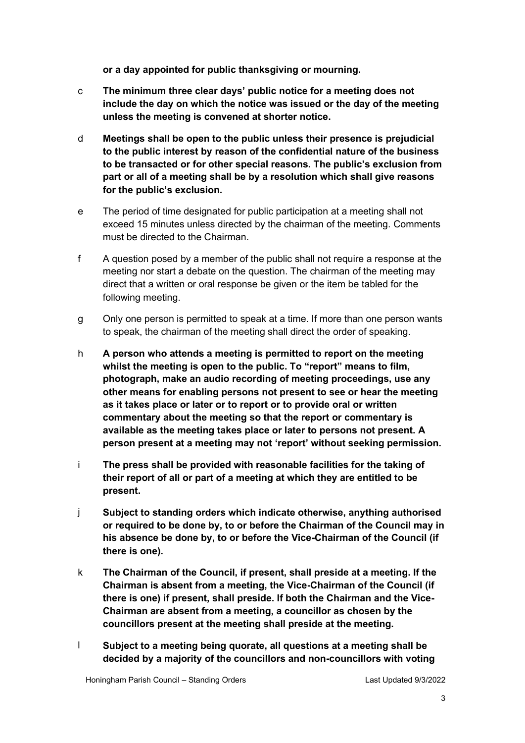**or a day appointed for public thanksgiving or mourning.**

c **The minimum three clear days' public notice for a meeting does not include the day on which the notice was issued or the day of the meeting unless the meeting is convened at shorter notice.**

d **Meetings shall be open to the public unless their presence is prejudicial to the public interest by reason of the confidential nature of the business to be transacted or for other special reasons. The public's exclusion from part or all of a meeting shall be by a resolution which shall give reasons for the public's exclusion.**

e The period of time designated for public participation at a meeting shall not exceed 15 minutes unless directed by the chairman of the meeting. Comments must be directed to the Chairman.

f A question posed by a member of the public shall not require a response at the meeting nor start a debate on the question. The chairman of the meeting may direct that a written or oral response be given or the item be tabled for the following meeting.

g Only one person is permitted to speak at a time. If more than one person wants to speak, the chairman of the meeting shall direct the order of speaking.

h **A person who attends a meeting is permitted to report on the meeting whilst the meeting is open to the public. To "report" means to film, photograph, make an audio recording of meeting proceedings, use any other means for enabling persons not present to see or hear the meeting as it takes place or later or to report or to provide oral or written commentary about the meeting so that the report or commentary is available as the meeting takes place or later to persons not present. A person present at a meeting may not 'report' without seeking permission.**

i **The press shall be provided with reasonable facilities for the taking of their report of all or part of a meeting at which they are entitled to be present.**

j **Subject to standing orders which indicate otherwise, anything authorised or required to be done by, to or before the Chairman of the Council may in his absence be done by, to or before the Vice-Chairman of the Council (if there is one).**

k **The Chairman of the Council, if present, shall preside at a meeting. If the Chairman is absent from a meeting, the Vice-Chairman of the Council (if there is one) if present, shall preside. If both the Chairman and the Vice-Chairman are absent from a meeting, a councillor as chosen by the councillors present at the meeting shall preside at the meeting.**

l **Subject to a meeting being quorate, all questions at a meeting shall be decided by a majority of the councillors and non-councillors with voting**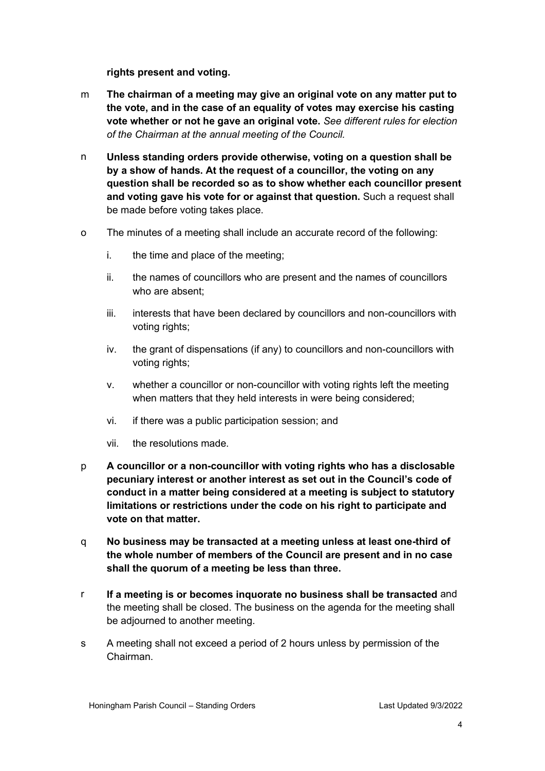**rights present and voting.**

m **The chairman of a meeting may give an original vote on any matter put to the vote, and in the case of an equality of votes may exercise his casting vote whether or not he gave an original vote.** *See different rules for election of the Chairman at the annual meeting of the Council.*

n **Unless standing orders provide otherwise, voting on a question shall be by a show of hands. At the request of a councillor, the voting on any question shall be recorded so as to show whether each councillor present and voting gave his vote for or against that question.** Such a request shall be made before voting takes place.

o The minutes of a meeting shall include an accurate record of the following:

   i. the time and place of the meeting;

   ii. the names of councillors who are present and the names of councillors who are absent;

   iii. interests that have been declared by councillors and non-councillors with voting rights;

   iv. the grant of dispensations (if any) to councillors and non-councillors with voting rights;

   v. whether a councillor or non-councillor with voting rights left the meeting when matters that they held interests in were being considered;

   vi. if there was a public participation session; and

   vii. the resolutions made.

p **A councillor or a non-councillor with voting rights who has a disclosable pecuniary interest or another interest as set out in the Council's code of conduct in a matter being considered at a meeting is subject to statutory limitations or restrictions under the code on his right to participate and vote on that matter.**

q **No business may be transacted at a meeting unless at least one-third of the whole number of members of the Council are present and in no case shall the quorum of a meeting be less than three.**

r **If a meeting is or becomes inquorate no business shall be transacted** and the meeting shall be closed. The business on the agenda for the meeting shall be adjourned to another meeting.

s A meeting shall not exceed a period of 2 hours unless by permission of the Chairman.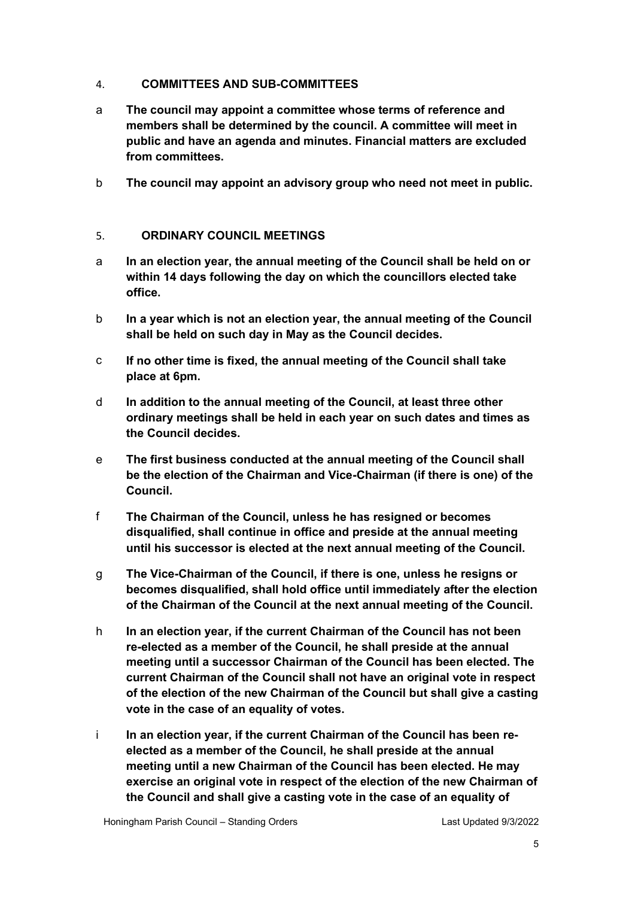## 4. COMMITTEES AND SUB-COMMITTEES

a **The council may appoint a committee whose terms of reference and members shall be determined by the council. A committee will meet in public and have an agenda and minutes. Financial matters are excluded from committees.**

b **The council may appoint an advisory group who need not meet in public.**

## 5. ORDINARY COUNCIL MEETINGS

a **In an election year, the annual meeting of the Council shall be held on or within 14 days following the day on which the councillors elected take office.**

b **In a year which is not an election year, the annual meeting of the Council shall be held on such day in May as the Council decides.**

c **If no other time is fixed, the annual meeting of the Council shall take place at 6pm.**

d **In addition to the annual meeting of the Council, at least three other ordinary meetings shall be held in each year on such dates and times as the Council decides.**

e **The first business conducted at the annual meeting of the Council shall be the election of the Chairman and Vice-Chairman (if there is one) of the Council.**

f **The Chairman of the Council, unless he has resigned or becomes disqualified, shall continue in office and preside at the annual meeting until his successor is elected at the next annual meeting of the Council.**

g **The Vice-Chairman of the Council, if there is one, unless he resigns or becomes disqualified, shall hold office until immediately after the election of the Chairman of the Council at the next annual meeting of the Council.**

h **In an election year, if the current Chairman of the Council has not been re-elected as a member of the Council, he shall preside at the annual meeting until a successor Chairman of the Council has been elected. The current Chairman of the Council shall not have an original vote in respect of the election of the new Chairman of the Council but shall give a casting vote in the case of an equality of votes.**

i **In an election year, if the current Chairman of the Council has been re-elected as a member of the Council, he shall preside at the annual meeting until a new Chairman of the Council has been elected. He may exercise an original vote in respect of the election of the new Chairman of the Council and shall give a casting vote in the case of an equality of**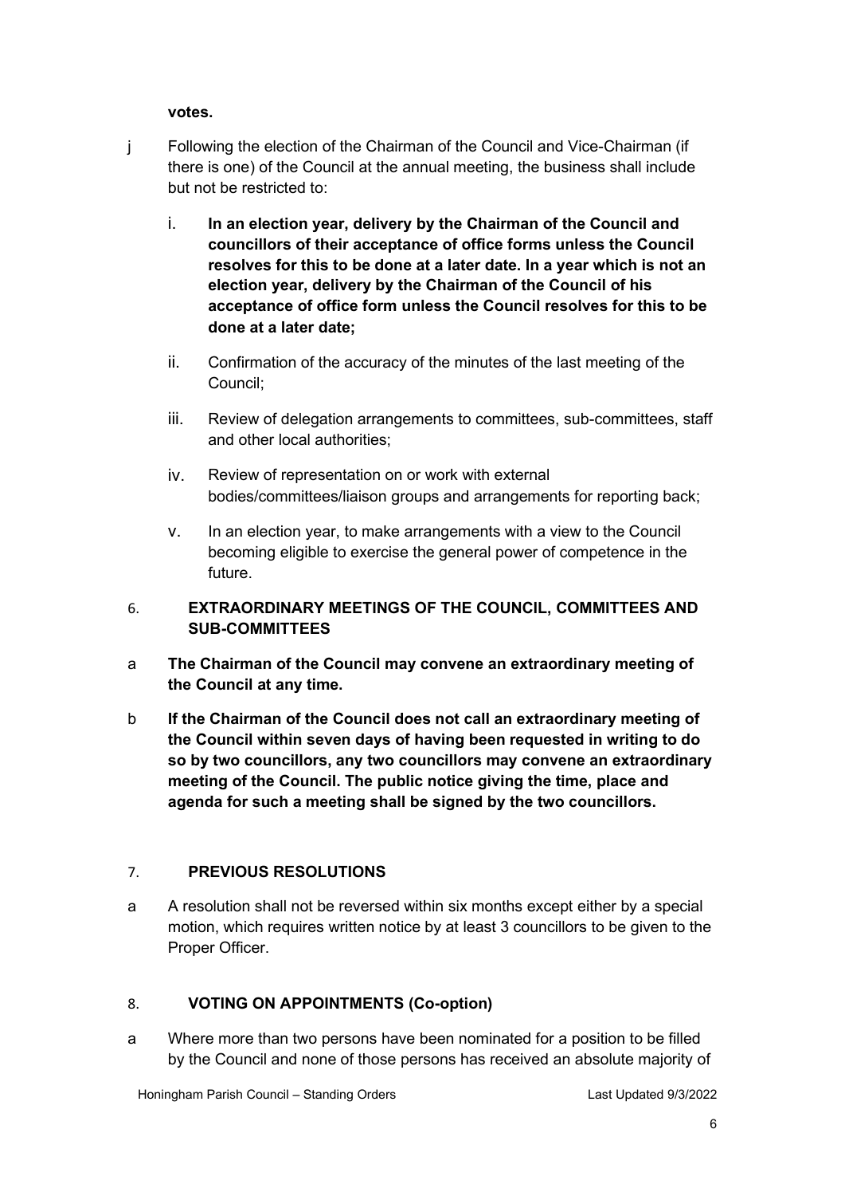**votes.**

j Following the election of the Chairman of the Council and Vice-Chairman (if there is one) of the Council at the annual meeting, the business shall include but not be restricted to:

i. **In an election year, delivery by the Chairman of the Council and councillors of their acceptance of office forms unless the Council resolves for this to be done at a later date. In a year which is not an election year, delivery by the Chairman of the Council of his acceptance of office form unless the Council resolves for this to be done at a later date;**

ii. Confirmation of the accuracy of the minutes of the last meeting of the Council;

iii. Review of delegation arrangements to committees, sub-committees, staff and other local authorities;

iv. Review of representation on or work with external bodies/committees/liaison groups and arrangements for reporting back;

v. In an election year, to make arrangements with a view to the Council becoming eligible to exercise the general power of competence in the future.

## 6. EXTRAORDINARY MEETINGS OF THE COUNCIL, COMMITTEES AND SUB-COMMITTEES

a **The Chairman of the Council may convene an extraordinary meeting of the Council at any time.**

b **If the Chairman of the Council does not call an extraordinary meeting of the Council within seven days of having been requested in writing to do so by two councillors, any two councillors may convene an extraordinary meeting of the Council. The public notice giving the time, place and agenda for such a meeting shall be signed by the two councillors.**

## 7. PREVIOUS RESOLUTIONS

a A resolution shall not be reversed within six months except either by a special motion, which requires written notice by at least 3 councillors to be given to the Proper Officer.

## 8. VOTING ON APPOINTMENTS (Co-option)

a Where more than two persons have been nominated for a position to be filled by the Council and none of those persons has received an absolute majority of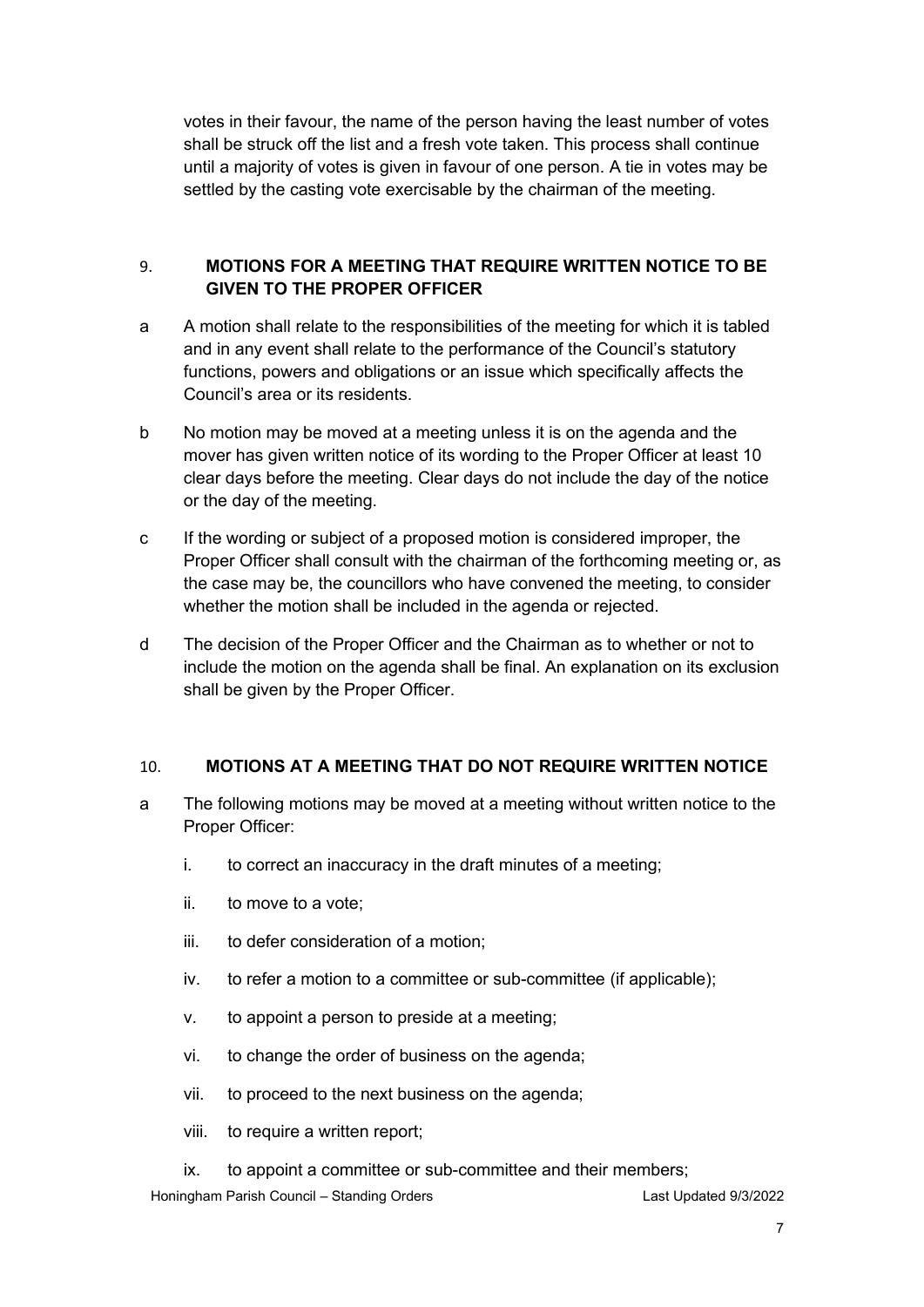votes in their favour, the name of the person having the least number of votes shall be struck off the list and a fresh vote taken. This process shall continue until a majority of votes is given in favour of one person. A tie in votes may be settled by the casting vote exercisable by the chairman of the meeting.

## 9. MOTIONS FOR A MEETING THAT REQUIRE WRITTEN NOTICE TO BE GIVEN TO THE PROPER OFFICER

a A motion shall relate to the responsibilities of the meeting for which it is tabled and in any event shall relate to the performance of the Council's statutory functions, powers and obligations or an issue which specifically affects the Council's area or its residents.

b No motion may be moved at a meeting unless it is on the agenda and the mover has given written notice of its wording to the Proper Officer at least 10 clear days before the meeting. Clear days do not include the day of the notice or the day of the meeting.

c If the wording or subject of a proposed motion is considered improper, the Proper Officer shall consult with the chairman of the forthcoming meeting or, as the case may be, the councillors who have convened the meeting, to consider whether the motion shall be included in the agenda or rejected.

d The decision of the Proper Officer and the Chairman as to whether or not to include the motion on the agenda shall be final. An explanation on its exclusion shall be given by the Proper Officer.

## 10. MOTIONS AT A MEETING THAT DO NOT REQUIRE WRITTEN NOTICE

a The following motions may be moved at a meeting without written notice to the Proper Officer:

i. to correct an inaccuracy in the draft minutes of a meeting;

ii. to move to a vote;

iii. to defer consideration of a motion;

iv. to refer a motion to a committee or sub-committee (if applicable);

v. to appoint a person to preside at a meeting;

vi. to change the order of business on the agenda;

vii. to proceed to the next business on the agenda;

viii. to require a written report;

ix. to appoint a committee or sub-committee and their members;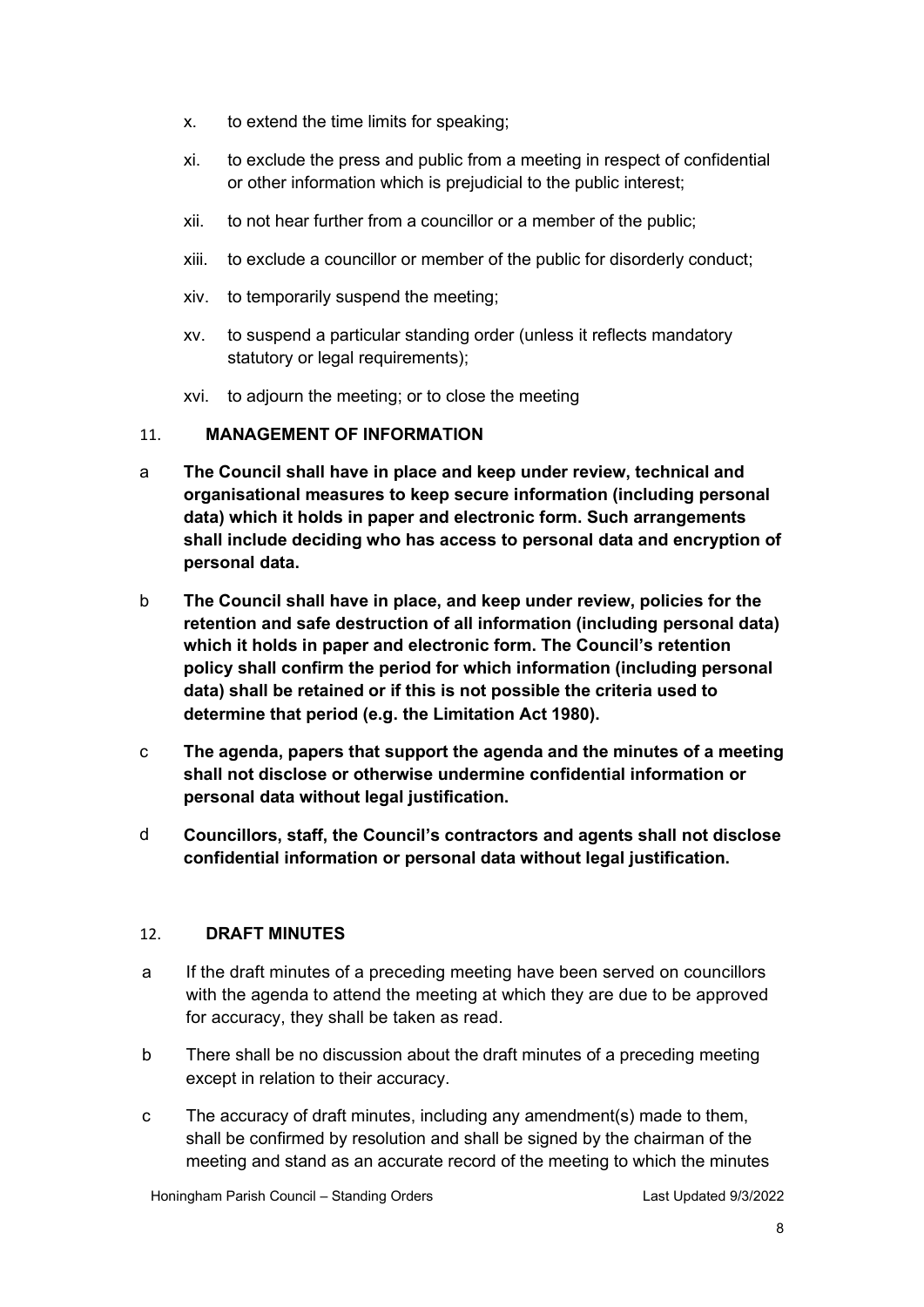x. to extend the time limits for speaking;

xi. to exclude the press and public from a meeting in respect of confidential or other information which is prejudicial to the public interest;

xii. to not hear further from a councillor or a member of the public;

xiii. to exclude a councillor or member of the public for disorderly conduct;

xiv. to temporarily suspend the meeting;

xv. to suspend a particular standing order (unless it reflects mandatory statutory or legal requirements);

xvi. to adjourn the meeting; or to close the meeting

## 11. MANAGEMENT OF INFORMATION

a **The Council shall have in place and keep under review, technical and organisational measures to keep secure information (including personal data) which it holds in paper and electronic form. Such arrangements shall include deciding who has access to personal data and encryption of personal data.**

b **The Council shall have in place, and keep under review, policies for the retention and safe destruction of all information (including personal data) which it holds in paper and electronic form. The Council's retention policy shall confirm the period for which information (including personal data) shall be retained or if this is not possible the criteria used to determine that period (e.g. the Limitation Act 1980).**

c **The agenda, papers that support the agenda and the minutes of a meeting shall not disclose or otherwise undermine confidential information or personal data without legal justification.**

d **Councillors, staff, the Council's contractors and agents shall not disclose confidential information or personal data without legal justification.**

## 12. DRAFT MINUTES

a If the draft minutes of a preceding meeting have been served on councillors with the agenda to attend the meeting at which they are due to be approved for accuracy, they shall be taken as read.

b There shall be no discussion about the draft minutes of a preceding meeting except in relation to their accuracy.

c The accuracy of draft minutes, including any amendment(s) made to them, shall be confirmed by resolution and shall be signed by the chairman of the meeting and stand as an accurate record of the meeting to which the minutes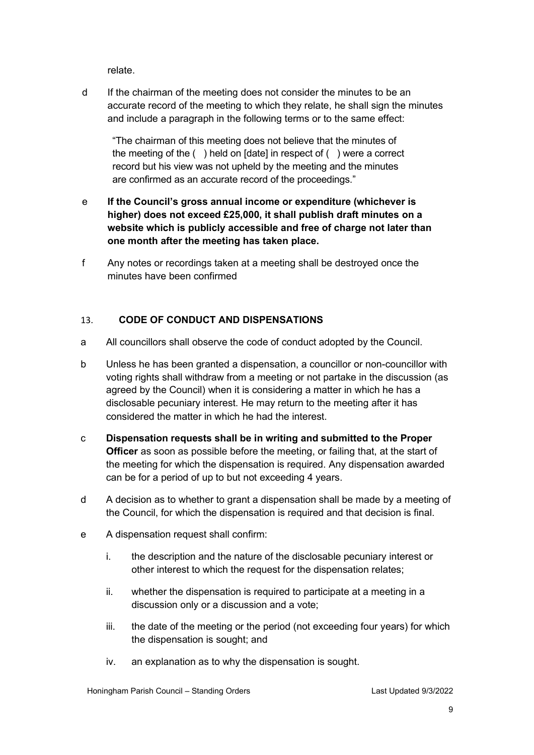relate.

d If the chairman of the meeting does not consider the minutes to be an accurate record of the meeting to which they relate, he shall sign the minutes and include a paragraph in the following terms or to the same effect:

> "The chairman of this meeting does not believe that the minutes of the meeting of the ( ) held on [date] in respect of ( ) were a correct record but his view was not upheld by the meeting and the minutes are confirmed as an accurate record of the proceedings."

e **If the Council's gross annual income or expenditure (whichever is higher) does not exceed £25,000, it shall publish draft minutes on a website which is publicly accessible and free of charge not later than one month after the meeting has taken place.**

f Any notes or recordings taken at a meeting shall be destroyed once the minutes have been confirmed

## 13. CODE OF CONDUCT AND DISPENSATIONS

a All councillors shall observe the code of conduct adopted by the Council.

b Unless he has been granted a dispensation, a councillor or non-councillor with voting rights shall withdraw from a meeting or not partake in the discussion (as agreed by the Council) when it is considering a matter in which he has a disclosable pecuniary interest. He may return to the meeting after it has considered the matter in which he had the interest.

c **Dispensation requests shall be in writing and submitted to the Proper Officer** as soon as possible before the meeting, or failing that, at the start of the meeting for which the dispensation is required. Any dispensation awarded can be for a period of up to but not exceeding 4 years.

d A decision as to whether to grant a dispensation shall be made by a meeting of the Council, for which the dispensation is required and that decision is final.

e A dispensation request shall confirm:

  i. the description and the nature of the disclosable pecuniary interest or other interest to which the request for the dispensation relates;

  ii. whether the dispensation is required to participate at a meeting in a discussion only or a discussion and a vote;

  iii. the date of the meeting or the period (not exceeding four years) for which the dispensation is sought; and

  iv. an explanation as to why the dispensation is sought.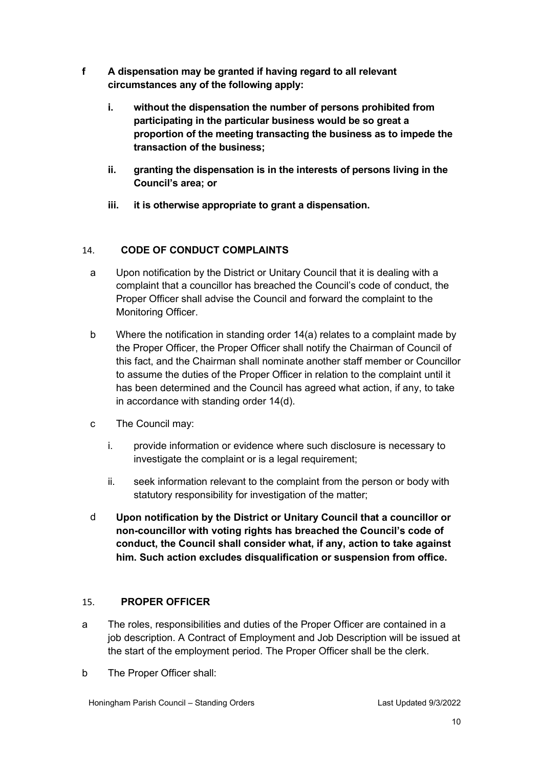**f A dispensation may be granted if having regard to all relevant circumstances any of the following apply:**

**i. without the dispensation the number of persons prohibited from participating in the particular business would be so great a proportion of the meeting transacting the business as to impede the transaction of the business;**

**ii. granting the dispensation is in the interests of persons living in the Council's area; or**

**iii. it is otherwise appropriate to grant a dispensation.**

## 14. CODE OF CONDUCT COMPLAINTS

a Upon notification by the District or Unitary Council that it is dealing with a complaint that a councillor has breached the Council's code of conduct, the Proper Officer shall advise the Council and forward the complaint to the Monitoring Officer.

b Where the notification in standing order 14(a) relates to a complaint made by the Proper Officer, the Proper Officer shall notify the Chairman of Council of this fact, and the Chairman shall nominate another staff member or Councillor to assume the duties of the Proper Officer in relation to the complaint until it has been determined and the Council has agreed what action, if any, to take in accordance with standing order 14(d).

c The Council may:

i. provide information or evidence where such disclosure is necessary to investigate the complaint or is a legal requirement;

ii. seek information relevant to the complaint from the person or body with statutory responsibility for investigation of the matter;

**d Upon notification by the District or Unitary Council that a councillor or non-councillor with voting rights has breached the Council's code of conduct, the Council shall consider what, if any, action to take against him. Such action excludes disqualification or suspension from office.**

## 15. PROPER OFFICER

a The roles, responsibilities and duties of the Proper Officer are contained in a job description. A Contract of Employment and Job Description will be issued at the start of the employment period. The Proper Officer shall be the clerk.

b The Proper Officer shall: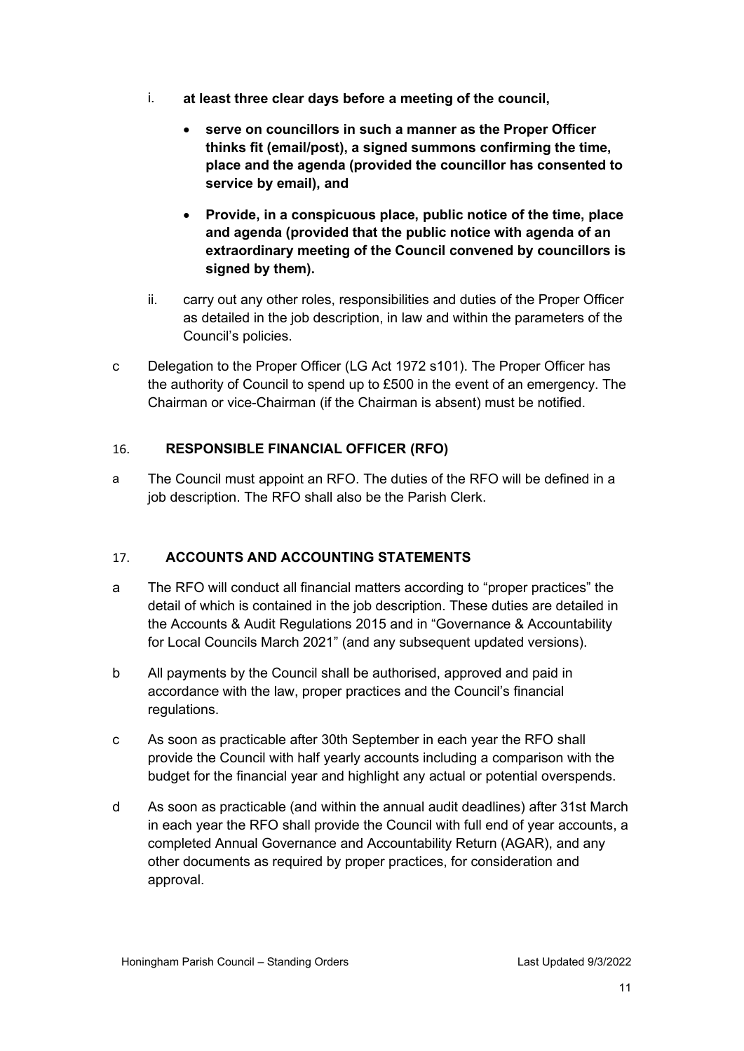i. **at least three clear days before a meeting of the council,**

   - **serve on councillors in such a manner as the Proper Officer thinks fit (email/post), a signed summons confirming the time, place and the agenda (provided the councillor has consented to service by email), and**

   - **Provide, in a conspicuous place, public notice of the time, place and agenda (provided that the public notice with agenda of an extraordinary meeting of the Council convened by councillors is signed by them).**

ii. carry out any other roles, responsibilities and duties of the Proper Officer as detailed in the job description, in law and within the parameters of the Council's policies.

c Delegation to the Proper Officer (LG Act 1972 s101). The Proper Officer has the authority of Council to spend up to £500 in the event of an emergency. The Chairman or vice-Chairman (if the Chairman is absent) must be notified.

## 16. RESPONSIBLE FINANCIAL OFFICER (RFO)

a The Council must appoint an RFO. The duties of the RFO will be defined in a job description. The RFO shall also be the Parish Clerk.

## 17. ACCOUNTS AND ACCOUNTING STATEMENTS

a The RFO will conduct all financial matters according to "proper practices" the detail of which is contained in the job description. These duties are detailed in the Accounts & Audit Regulations 2015 and in "Governance & Accountability for Local Councils March 2021" (and any subsequent updated versions).

b All payments by the Council shall be authorised, approved and paid in accordance with the law, proper practices and the Council's financial regulations.

c As soon as practicable after 30th September in each year the RFO shall provide the Council with half yearly accounts including a comparison with the budget for the financial year and highlight any actual or potential overspends.

d As soon as practicable (and within the annual audit deadlines) after 31st March in each year the RFO shall provide the Council with full end of year accounts, a completed Annual Governance and Accountability Return (AGAR), and any other documents as required by proper practices, for consideration and approval.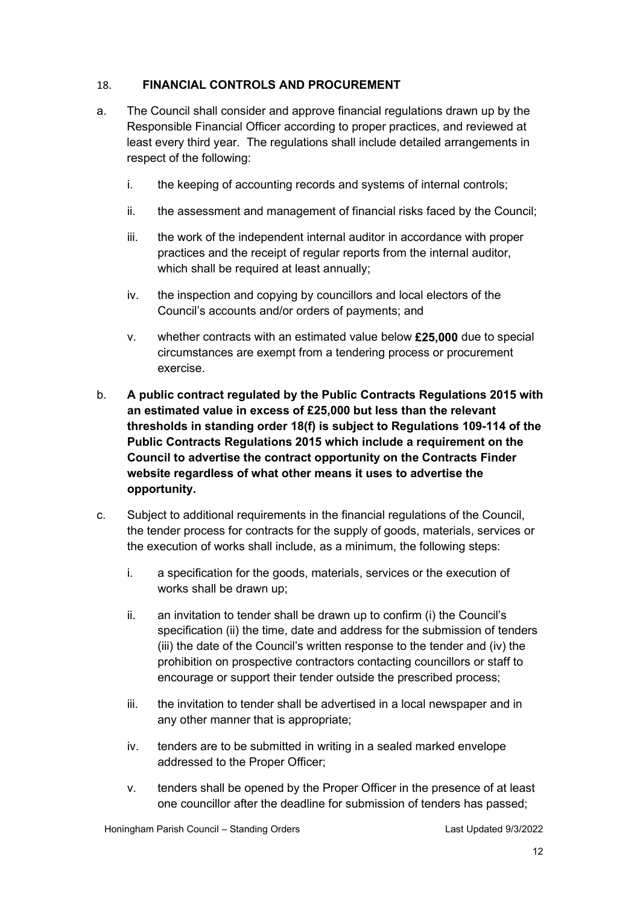## 18. FINANCIAL CONTROLS AND PROCUREMENT

a. The Council shall consider and approve financial regulations drawn up by the Responsible Financial Officer according to proper practices, and reviewed at least every third year. The regulations shall include detailed arrangements in respect of the following:

   i. the keeping of accounting records and systems of internal controls;

   ii. the assessment and management of financial risks faced by the Council;

   iii. the work of the independent internal auditor in accordance with proper practices and the receipt of regular reports from the internal auditor, which shall be required at least annually;

   iv. the inspection and copying by councillors and local electors of the Council's accounts and/or orders of payments; and

   v. whether contracts with an estimated value below **£25,000** due to special circumstances are exempt from a tendering process or procurement exercise.

b. **A public contract regulated by the Public Contracts Regulations 2015 with an estimated value in excess of £25,000 but less than the relevant thresholds in standing order 18(f) is subject to Regulations 109-114 of the Public Contracts Regulations 2015 which include a requirement on the Council to advertise the contract opportunity on the Contracts Finder website regardless of what other means it uses to advertise the opportunity.**

c. Subject to additional requirements in the financial regulations of the Council, the tender process for contracts for the supply of goods, materials, services or the execution of works shall include, as a minimum, the following steps:

   i. a specification for the goods, materials, services or the execution of works shall be drawn up;

   ii. an invitation to tender shall be drawn up to confirm (i) the Council's specification (ii) the time, date and address for the submission of tenders (iii) the date of the Council's written response to the tender and (iv) the prohibition on prospective contractors contacting councillors or staff to encourage or support their tender outside the prescribed process;

   iii. the invitation to tender shall be advertised in a local newspaper and in any other manner that is appropriate;

   iv. tenders are to be submitted in writing in a sealed marked envelope addressed to the Proper Officer;

   v. tenders shall be opened by the Proper Officer in the presence of at least one councillor after the deadline for submission of tenders has passed;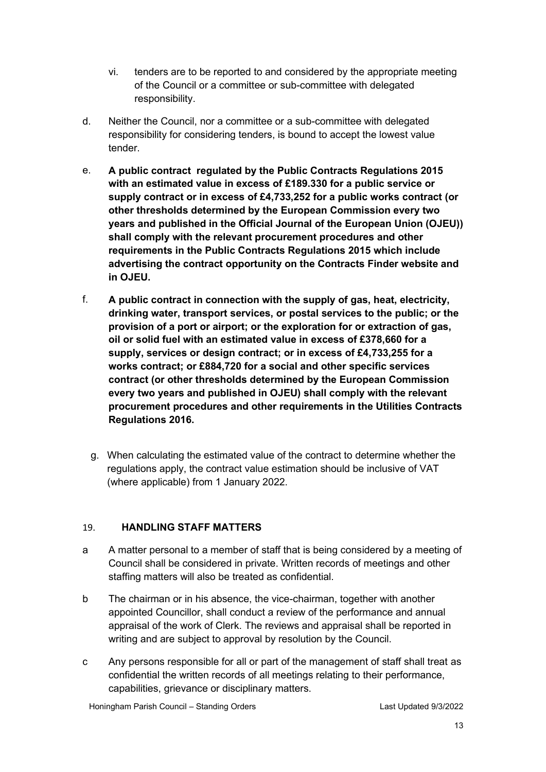vi. tenders are to be reported to and considered by the appropriate meeting of the Council or a committee or sub-committee with delegated responsibility.

d. Neither the Council, nor a committee or a sub-committee with delegated responsibility for considering tenders, is bound to accept the lowest value tender.

e. **A public contract regulated by the Public Contracts Regulations 2015 with an estimated value in excess of £189.330 for a public service or supply contract or in excess of £4,733,252 for a public works contract (or other thresholds determined by the European Commission every two years and published in the Official Journal of the European Union (OJEU)) shall comply with the relevant procurement procedures and other requirements in the Public Contracts Regulations 2015 which include advertising the contract opportunity on the Contracts Finder website and in OJEU.**

f. **A public contract in connection with the supply of gas, heat, electricity, drinking water, transport services, or postal services to the public; or the provision of a port or airport; or the exploration for or extraction of gas, oil or solid fuel with an estimated value in excess of £378,660 for a supply, services or design contract; or in excess of £4,733,255 for a works contract; or £884,720 for a social and other specific services contract (or other thresholds determined by the European Commission every two years and published in OJEU) shall comply with the relevant procurement procedures and other requirements in the Utilities Contracts Regulations 2016.**

g. When calculating the estimated value of the contract to determine whether the regulations apply, the contract value estimation should be inclusive of VAT (where applicable) from 1 January 2022.

## 19. HANDLING STAFF MATTERS

a A matter personal to a member of staff that is being considered by a meeting of Council shall be considered in private. Written records of meetings and other staffing matters will also be treated as confidential.

b The chairman or in his absence, the vice-chairman, together with another appointed Councillor, shall conduct a review of the performance and annual appraisal of the work of Clerk. The reviews and appraisal shall be reported in writing and are subject to approval by resolution by the Council.

c Any persons responsible for all or part of the management of staff shall treat as confidential the written records of all meetings relating to their performance, capabilities, grievance or disciplinary matters.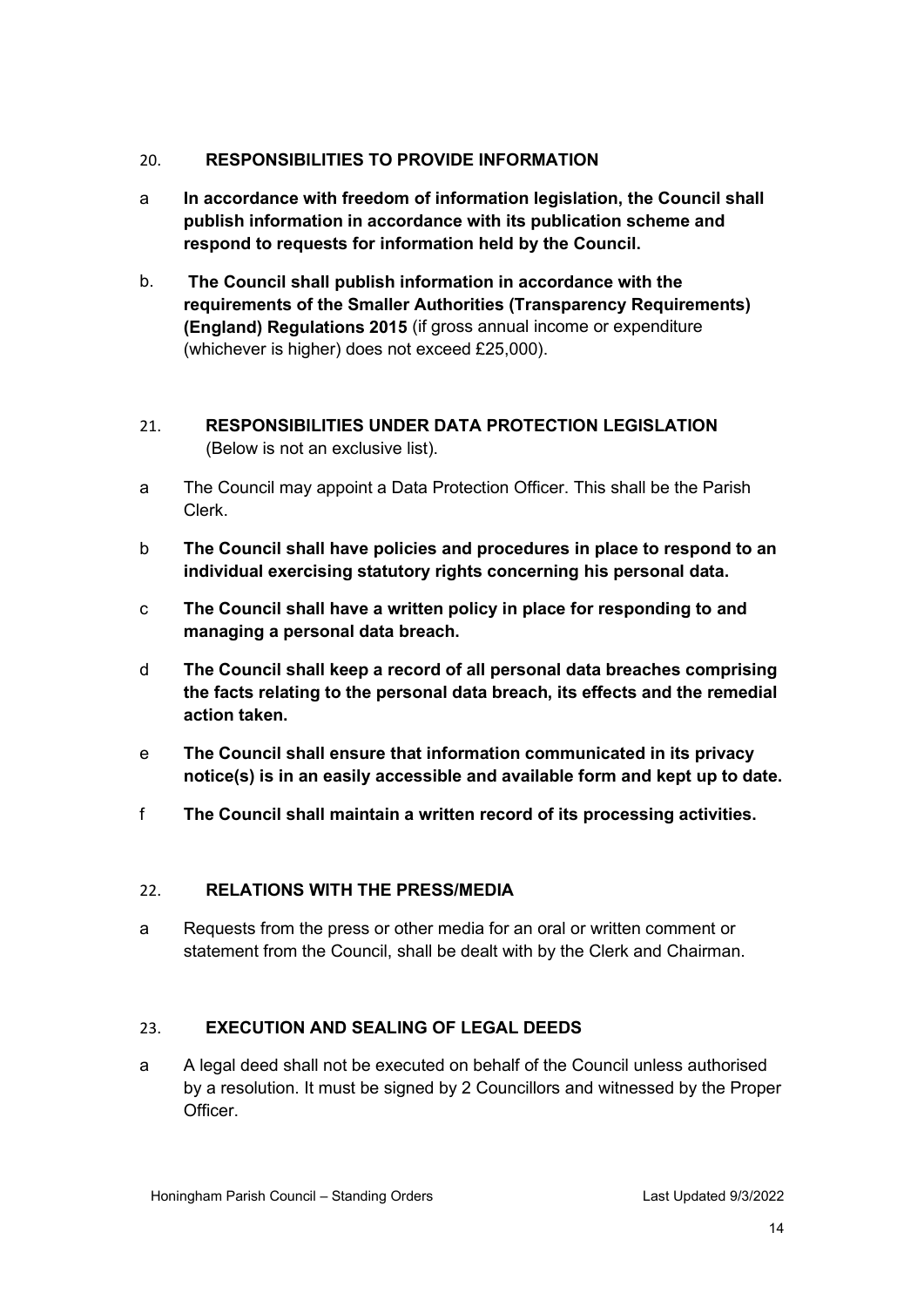## 20. RESPONSIBILITIES TO PROVIDE INFORMATION

a **In accordance with freedom of information legislation, the Council shall publish information in accordance with its publication scheme and respond to requests for information held by the Council.**

b. **The Council shall publish information in accordance with the requirements of the Smaller Authorities (Transparency Requirements) (England) Regulations 2015** (if gross annual income or expenditure (whichever is higher) does not exceed £25,000).

## 21. RESPONSIBILITIES UNDER DATA PROTECTION LEGISLATION

(Below is not an exclusive list).

a The Council may appoint a Data Protection Officer. This shall be the Parish Clerk.

b **The Council shall have policies and procedures in place to respond to an individual exercising statutory rights concerning his personal data.**

c **The Council shall have a written policy in place for responding to and managing a personal data breach.**

d **The Council shall keep a record of all personal data breaches comprising the facts relating to the personal data breach, its effects and the remedial action taken.**

e **The Council shall ensure that information communicated in its privacy notice(s) is in an easily accessible and available form and kept up to date.**

f **The Council shall maintain a written record of its processing activities.**

## 22. RELATIONS WITH THE PRESS/MEDIA

a Requests from the press or other media for an oral or written comment or statement from the Council, shall be dealt with by the Clerk and Chairman.

## 23. EXECUTION AND SEALING OF LEGAL DEEDS

a A legal deed shall not be executed on behalf of the Council unless authorised by a resolution. It must be signed by 2 Councillors and witnessed by the Proper Officer.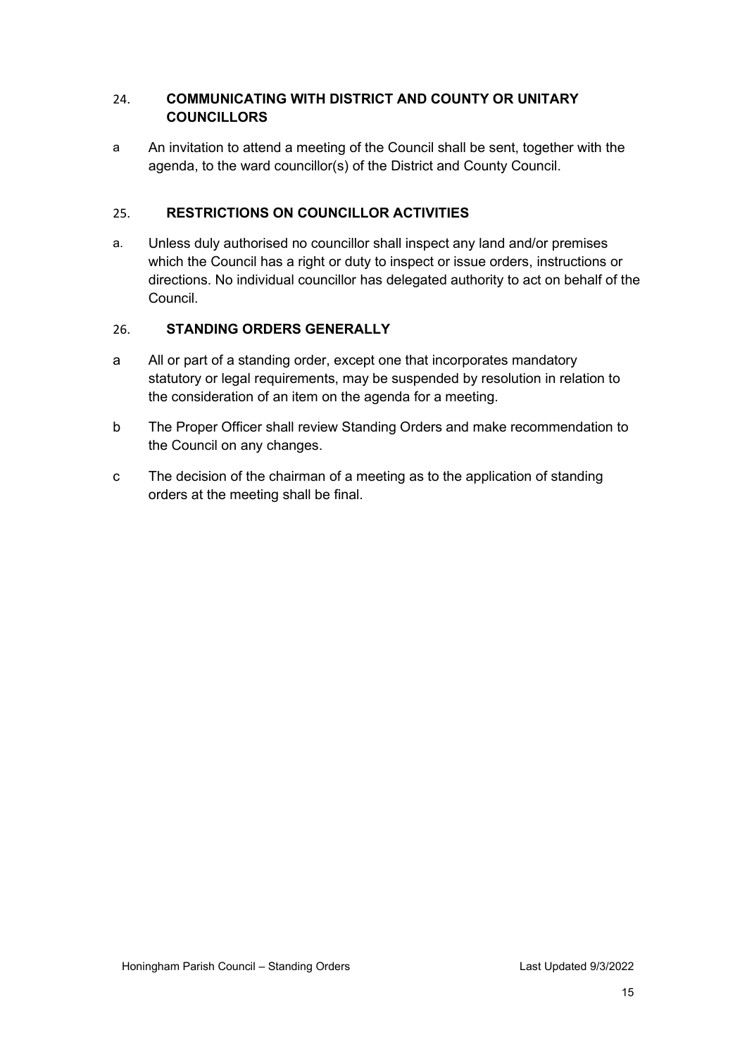## 24. COMMUNICATING WITH DISTRICT AND COUNTY OR UNITARY COUNCILLORS

a An invitation to attend a meeting of the Council shall be sent, together with the agenda, to the ward councillor(s) of the District and County Council.

## 25. RESTRICTIONS ON COUNCILLOR ACTIVITIES

a. Unless duly authorised no councillor shall inspect any land and/or premises which the Council has a right or duty to inspect or issue orders, instructions or directions. No individual councillor has delegated authority to act on behalf of the Council.

## 26. STANDING ORDERS GENERALLY

a All or part of a standing order, except one that incorporates mandatory statutory or legal requirements, may be suspended by resolution in relation to the consideration of an item on the agenda for a meeting.

b The Proper Officer shall review Standing Orders and make recommendation to the Council on any changes.

c The decision of the chairman of a meeting as to the application of standing orders at the meeting shall be final.